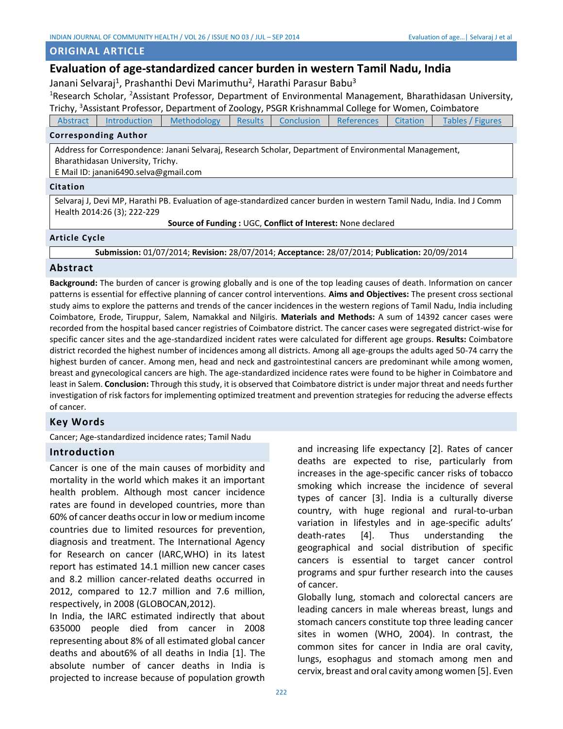## ORIGINAL ARTICLE

# Evaluation of age-standardized cancer burden in western Tamil Nadu, India

Janani Selvaraj[1], Prashanthi Devi Marimuthu[2], Harathi Parasur Babu[3]

[1]Research Scholar, [2]Assistant Professor, Department of Environmental Management, Bharathidasan University, Trichy, [3]Assistant Professor, Department of Zoology, PSGR Krishnammal College for Women, Coimbatore

| Abstract | Introduction | Methodology | Results | Conclusion | References | Citation | Tables / Figures |
|---|---|---|---|---|---|---|---|

### Corresponding Author

Address for Correspondence: Janani Selvaraj, Research Scholar, Department of Environmental Management, Bharathidasan University, Trichy.
E Mail ID: janani6490.selva@gmail.com

### Citation

Selvaraj J, Devi MP, Harathi PB. Evaluation of age-standardized cancer burden in western Tamil Nadu, India. Ind J Comm Health 2014:26 (3); 222-229

**Source of Funding :** UGC, **Conflict of Interest:** None declared

### Article Cycle

**Submission:** 01/07/2014; **Revision:** 28/07/2014; **Acceptance:** 28/07/2014; **Publication:** 20/09/2014

## Abstract

**Background:** The burden of cancer is growing globally and is one of the top leading causes of death. Information on cancer patterns is essential for effective planning of cancer control interventions. **Aims and Objectives:** The present cross sectional study aims to explore the patterns and trends of the cancer incidences in the western regions of Tamil Nadu, India including Coimbatore, Erode, Tiruppur, Salem, Namakkal and Nilgiris. **Materials and Methods:** A sum of 14392 cancer cases were recorded from the hospital based cancer registries of Coimbatore district. The cancer cases were segregated district-wise for specific cancer sites and the age-standardized incident rates were calculated for different age groups. **Results:** Coimbatore district recorded the highest number of incidences among all districts. Among all age-groups the adults aged 50-74 carry the highest burden of cancer. Among men, head and neck and gastrointestinal cancers are predominant while among women, breast and gynecological cancers are high. The age-standardized incidence rates were found to be higher in Coimbatore and least in Salem. **Conclusion:** Through this study, it is observed that Coimbatore district is under major threat and needs further investigation of risk factors for implementing optimized treatment and prevention strategies for reducing the adverse effects of cancer.

## Key Words

Cancer; Age-standardized incidence rates; Tamil Nadu

## Introduction

Cancer is one of the main causes of morbidity and mortality in the world which makes it an important health problem. Although most cancer incidence rates are found in developed countries, more than 60% of cancer deaths occur in low or medium income countries due to limited resources for prevention, diagnosis and treatment. The International Agency for Research on cancer (IARC,WHO) in its latest report has estimated 14.1 million new cancer cases and 8.2 million cancer-related deaths occurred in 2012, compared to 12.7 million and 7.6 million, respectively, in 2008 (GLOBOCAN,2012).

In India, the IARC estimated indirectly that about 635000 people died from cancer in 2008 representing about 8% of all estimated global cancer deaths and about6% of all deaths in India [1]. The absolute number of cancer deaths in India is projected to increase because of population growth and increasing life expectancy [2]. Rates of cancer deaths are expected to rise, particularly from increases in the age-specific cancer risks of tobacco smoking which increase the incidence of several types of cancer [3]. India is a culturally diverse country, with huge regional and rural-to-urban variation in lifestyles and in age-specific adults' death-rates [4]. Thus understanding the geographical and social distribution of specific cancers is essential to target cancer control programs and spur further research into the causes of cancer.

Globally lung, stomach and colorectal cancers are leading cancers in male whereas breast, lungs and stomach cancers constitute top three leading cancer sites in women (WHO, 2004). In contrast, the common sites for cancer in India are oral cavity, lungs, esophagus and stomach among men and cervix, breast and oral cavity among women [5]. Even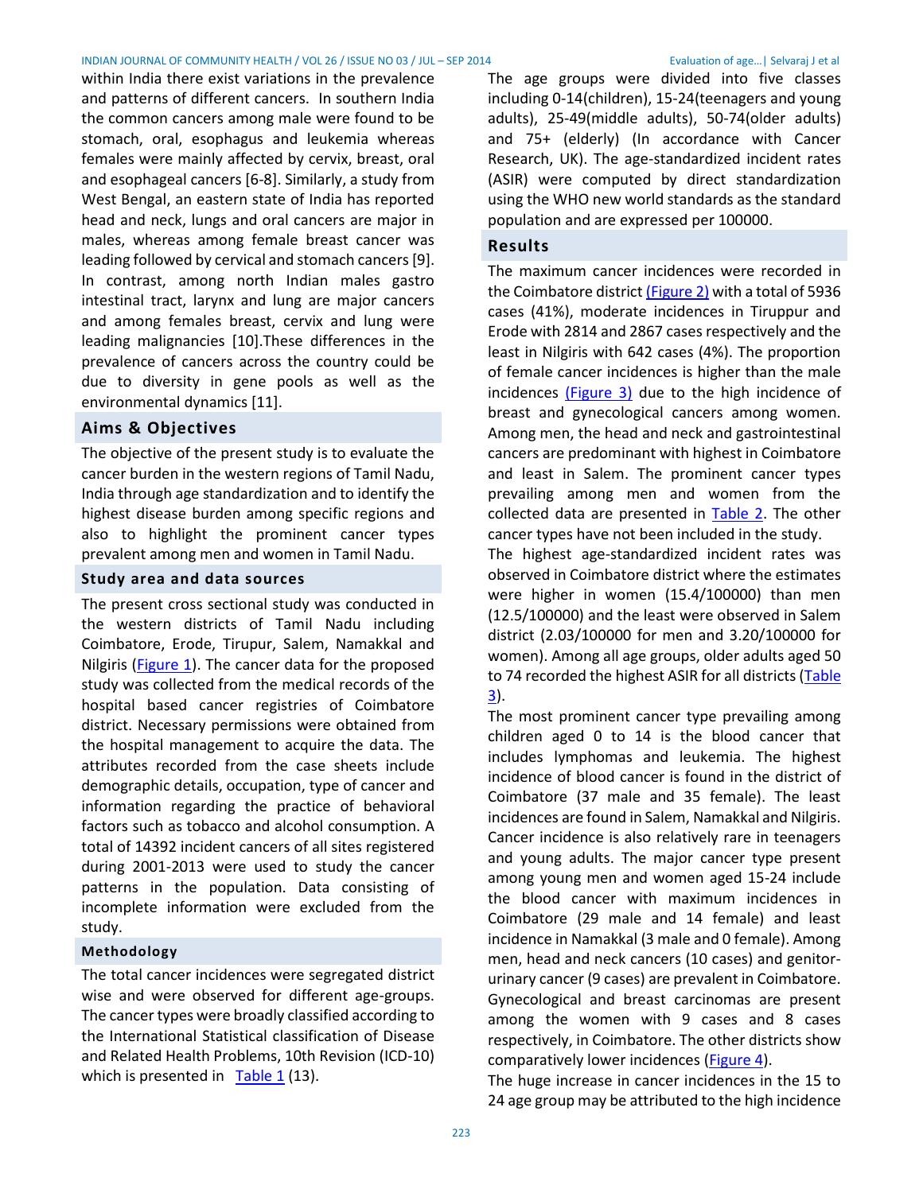within India there exist variations in the prevalence and patterns of different cancers. In southern India the common cancers among male were found to be stomach, oral, esophagus and leukemia whereas females were mainly affected by cervix, breast, oral and esophageal cancers [6-8]. Similarly, a study from West Bengal, an eastern state of India has reported head and neck, lungs and oral cancers are major in males, whereas among female breast cancer was leading followed by cervical and stomach cancers [9]. In contrast, among north Indian males gastro intestinal tract, larynx and lung are major cancers and among females breast, cervix and lung were leading malignancies [10].These differences in the prevalence of cancers across the country could be due to diversity in gene pools as well as the environmental dynamics [11].

## Aims & Objectives

The objective of the present study is to evaluate the cancer burden in the western regions of Tamil Nadu, India through age standardization and to identify the highest disease burden among specific regions and also to highlight the prominent cancer types prevalent among men and women in Tamil Nadu.

## Study area and data sources

The present cross sectional study was conducted in the western districts of Tamil Nadu including Coimbatore, Erode, Tirupur, Salem, Namakkal and Nilgiris (Figure 1). The cancer data for the proposed study was collected from the medical records of the hospital based cancer registries of Coimbatore district. Necessary permissions were obtained from the hospital management to acquire the data. The attributes recorded from the case sheets include demographic details, occupation, type of cancer and information regarding the practice of behavioral factors such as tobacco and alcohol consumption. A total of 14392 incident cancers of all sites registered during 2001-2013 were used to study the cancer patterns in the population. Data consisting of incomplete information were excluded from the study.

## Methodology

The total cancer incidences were segregated district wise and were observed for different age-groups. The cancer types were broadly classified according to the International Statistical classification of Disease and Related Health Problems, 10th Revision (ICD-10) which is presented in Table 1 (13).

The age groups were divided into five classes including 0-14(children), 15-24(teenagers and young adults), 25-49(middle adults), 50-74(older adults) and 75+ (elderly) (In accordance with Cancer Research, UK). The age-standardized incident rates (ASIR) were computed by direct standardization using the WHO new world standards as the standard population and are expressed per 100000.

## Results

The maximum cancer incidences were recorded in the Coimbatore district (Figure 2) with a total of 5936 cases (41%), moderate incidences in Tiruppur and Erode with 2814 and 2867 cases respectively and the least in Nilgiris with 642 cases (4%). The proportion of female cancer incidences is higher than the male incidences (Figure 3) due to the high incidence of breast and gynecological cancers among women. Among men, the head and neck and gastrointestinal cancers are predominant with highest in Coimbatore and least in Salem. The prominent cancer types prevailing among men and women from the collected data are presented in Table 2. The other cancer types have not been included in the study.

The highest age-standardized incident rates was observed in Coimbatore district where the estimates were higher in women (15.4/100000) than men (12.5/100000) and the least were observed in Salem district (2.03/100000 for men and 3.20/100000 for women). Among all age groups, older adults aged 50 to 74 recorded the highest ASIR for all districts (Table 3).

The most prominent cancer type prevailing among children aged 0 to 14 is the blood cancer that includes lymphomas and leukemia. The highest incidence of blood cancer is found in the district of Coimbatore (37 male and 35 female). The least incidences are found in Salem, Namakkal and Nilgiris. Cancer incidence is also relatively rare in teenagers and young adults. The major cancer type present among young men and women aged 15-24 include the blood cancer with maximum incidences in Coimbatore (29 male and 14 female) and least incidence in Namakkal (3 male and 0 female). Among men, head and neck cancers (10 cases) and genitor-urinary cancer (9 cases) are prevalent in Coimbatore. Gynecological and breast carcinomas are present among the women with 9 cases and 8 cases respectively, in Coimbatore. The other districts show comparatively lower incidences (Figure 4).

The huge increase in cancer incidences in the 15 to 24 age group may be attributed to the high incidence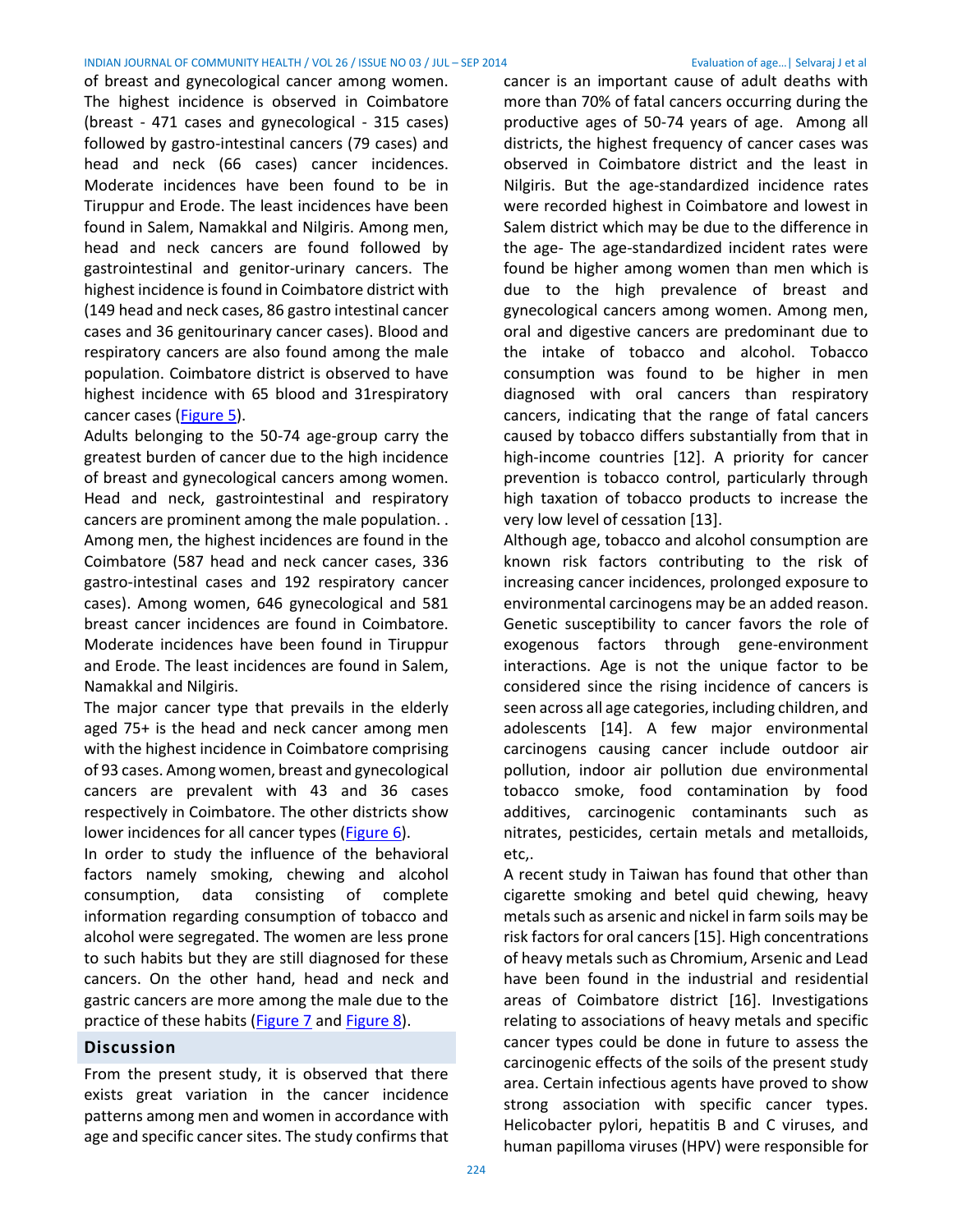of breast and gynecological cancer among women. The highest incidence is observed in Coimbatore (breast - 471 cases and gynecological - 315 cases) followed by gastro-intestinal cancers (79 cases) and head and neck (66 cases) cancer incidences. Moderate incidences have been found to be in Tiruppur and Erode. The least incidences have been found in Salem, Namakkal and Nilgiris. Among men, head and neck cancers are found followed by gastrointestinal and genitor-urinary cancers. The highest incidence is found in Coimbatore district with (149 head and neck cases, 86 gastro intestinal cancer cases and 36 genitourinary cancer cases). Blood and respiratory cancers are also found among the male population. Coimbatore district is observed to have highest incidence with 65 blood and 31respiratory cancer cases (Figure 5).

Adults belonging to the 50-74 age-group carry the greatest burden of cancer due to the high incidence of breast and gynecological cancers among women. Head and neck, gastrointestinal and respiratory cancers are prominent among the male population. . Among men, the highest incidences are found in the Coimbatore (587 head and neck cancer cases, 336 gastro-intestinal cases and 192 respiratory cancer cases). Among women, 646 gynecological and 581 breast cancer incidences are found in Coimbatore. Moderate incidences have been found in Tiruppur and Erode. The least incidences are found in Salem, Namakkal and Nilgiris.

The major cancer type that prevails in the elderly aged 75+ is the head and neck cancer among men with the highest incidence in Coimbatore comprising of 93 cases. Among women, breast and gynecological cancers are prevalent with 43 and 36 cases respectively in Coimbatore. The other districts show lower incidences for all cancer types (Figure 6).

In order to study the influence of the behavioral factors namely smoking, chewing and alcohol consumption, data consisting of complete information regarding consumption of tobacco and alcohol were segregated. The women are less prone to such habits but they are still diagnosed for these cancers. On the other hand, head and neck and gastric cancers are more among the male due to the practice of these habits (Figure 7 and Figure 8).

## Discussion

From the present study, it is observed that there exists great variation in the cancer incidence patterns among men and women in accordance with age and specific cancer sites. The study confirms that cancer is an important cause of adult deaths with more than 70% of fatal cancers occurring during the productive ages of 50-74 years of age. Among all districts, the highest frequency of cancer cases was observed in Coimbatore district and the least in Nilgiris. But the age-standardized incidence rates were recorded highest in Coimbatore and lowest in Salem district which may be due to the difference in the age- The age-standardized incident rates were found be higher among women than men which is due to the high prevalence of breast and gynecological cancers among women. Among men, oral and digestive cancers are predominant due to the intake of tobacco and alcohol. Tobacco consumption was found to be higher in men diagnosed with oral cancers than respiratory cancers, indicating that the range of fatal cancers caused by tobacco differs substantially from that in high-income countries [12]. A priority for cancer prevention is tobacco control, particularly through high taxation of tobacco products to increase the very low level of cessation [13].

Although age, tobacco and alcohol consumption are known risk factors contributing to the risk of increasing cancer incidences, prolonged exposure to environmental carcinogens may be an added reason. Genetic susceptibility to cancer favors the role of exogenous factors through gene-environment interactions. Age is not the unique factor to be considered since the rising incidence of cancers is seen across all age categories, including children, and adolescents [14]. A few major environmental carcinogens causing cancer include outdoor air pollution, indoor air pollution due environmental tobacco smoke, food contamination by food additives, carcinogenic contaminants such as nitrates, pesticides, certain metals and metalloids, etc,.

A recent study in Taiwan has found that other than cigarette smoking and betel quid chewing, heavy metals such as arsenic and nickel in farm soils may be risk factors for oral cancers [15]. High concentrations of heavy metals such as Chromium, Arsenic and Lead have been found in the industrial and residential areas of Coimbatore district [16]. Investigations relating to associations of heavy metals and specific cancer types could be done in future to assess the carcinogenic effects of the soils of the present study area. Certain infectious agents have proved to show strong association with specific cancer types. Helicobacter pylori, hepatitis B and C viruses, and human papilloma viruses (HPV) were responsible for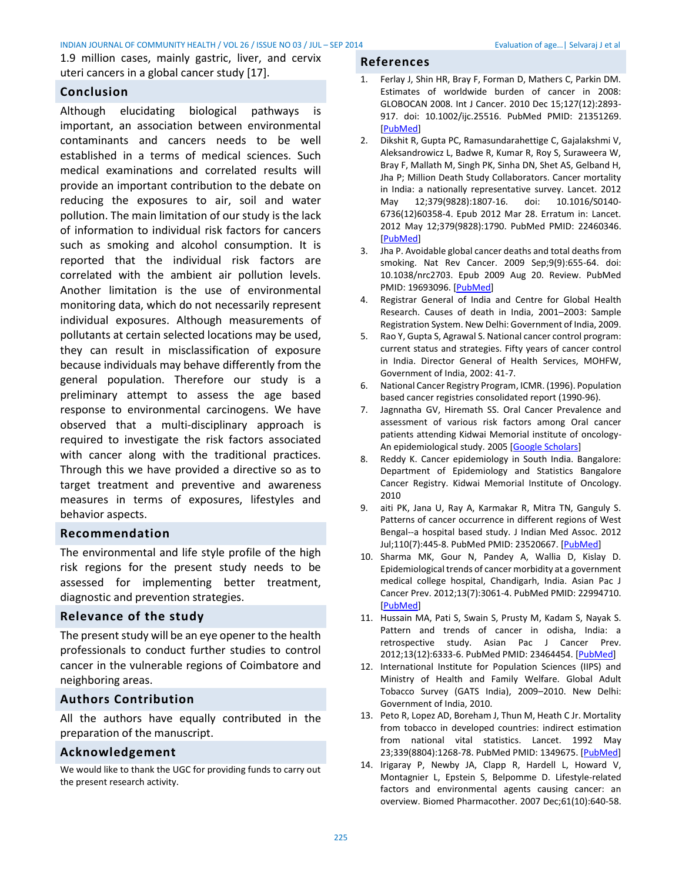1.9 million cases, mainly gastric, liver, and cervix uteri cancers in a global cancer study [17].

## Conclusion

Although elucidating biological pathways is important, an association between environmental contaminants and cancers needs to be well established in a terms of medical sciences. Such medical examinations and correlated results will provide an important contribution to the debate on reducing the exposures to air, soil and water pollution. The main limitation of our study is the lack of information to individual risk factors for cancers such as smoking and alcohol consumption. It is reported that the individual risk factors are correlated with the ambient air pollution levels. Another limitation is the use of environmental monitoring data, which do not necessarily represent individual exposures. Although measurements of pollutants at certain selected locations may be used, they can result in misclassification of exposure because individuals may behave differently from the general population. Therefore our study is a preliminary attempt to assess the age based response to environmental carcinogens. We have observed that a multi-disciplinary approach is required to investigate the risk factors associated with cancer along with the traditional practices. Through this we have provided a directive so as to target treatment and preventive and awareness measures in terms of exposures, lifestyles and behavior aspects.

## Recommendation

The environmental and life style profile of the high risk regions for the present study needs to be assessed for implementing better treatment, diagnostic and prevention strategies.

## Relevance of the study

The present study will be an eye opener to the health professionals to conduct further studies to control cancer in the vulnerable regions of Coimbatore and neighboring areas.

## Authors Contribution

All the authors have equally contributed in the preparation of the manuscript.

## Acknowledgement

We would like to thank the UGC for providing funds to carry out the present research activity.

## References

1. Ferlay J, Shin HR, Bray F, Forman D, Mathers C, Parkin DM. Estimates of worldwide burden of cancer in 2008: GLOBOCAN 2008. Int J Cancer. 2010 Dec 15;127(12):2893-917. doi: 10.1002/ijc.25516. PubMed PMID: 21351269. [PubMed]
2. Dikshit R, Gupta PC, Ramasundarahettige C, Gajalakshmi V, Aleksandrowicz L, Badwe R, Kumar R, Roy S, Suraweera W, Bray F, Mallath M, Singh PK, Sinha DN, Shet AS, Gelband H, Jha P; Million Death Study Collaborators. Cancer mortality in India: a nationally representative survey. Lancet. 2012 May 12;379(9828):1807-16. doi: 10.1016/S0140-6736(12)60358-4. Epub 2012 Mar 28. Erratum in: Lancet. 2012 May 12;379(9828):1790. PubMed PMID: 22460346. [PubMed]
3. Jha P. Avoidable global cancer deaths and total deaths from smoking. Nat Rev Cancer. 2009 Sep;9(9):655-64. doi: 10.1038/nrc2703. Epub 2009 Aug 20. Review. PubMed PMID: 19693096. [PubMed]
4. Registrar General of India and Centre for Global Health Research. Causes of death in India, 2001–2003: Sample Registration System. New Delhi: Government of India, 2009.
5. Rao Y, Gupta S, Agrawal S. National cancer control program: current status and strategies. Fifty years of cancer control in India. Director General of Health Services, MOHFW, Government of India, 2002: 41-7.
6. National Cancer Registry Program, ICMR. (1996). Population based cancer registries consolidated report (1990-96).
7. Jagnnatha GV, Hiremath SS. Oral Cancer Prevalence and assessment of various risk factors among Oral cancer patients attending Kidwai Memorial institute of oncology- An epidemiological study. 2005 [Google Scholars]
8. Reddy K. Cancer epidemiology in South India. Bangalore: Department of Epidemiology and Statistics Bangalore Cancer Registry. Kidwai Memorial Institute of Oncology. 2010
9. aiti PK, Jana U, Ray A, Karmakar R, Mitra TN, Ganguly S. Patterns of cancer occurrence in different regions of West Bengal--a hospital based study. J Indian Med Assoc. 2012 Jul;110(7):445-8. PubMed PMID: 23520667. [PubMed]
10. Sharma MK, Gour N, Pandey A, Wallia D, Kislay D. Epidemiological trends of cancer morbidity at a government medical college hospital, Chandigarh, India. Asian Pac J Cancer Prev. 2012;13(7):3061-4. PubMed PMID: 22994710. [PubMed]
11. Hussain MA, Pati S, Swain S, Prusty M, Kadam S, Nayak S. Pattern and trends of cancer in odisha, India: a retrospective study. Asian Pac J Cancer Prev. 2012;13(12):6333-6. PubMed PMID: 23464454. [PubMed]
12. International Institute for Population Sciences (IIPS) and Ministry of Health and Family Welfare. Global Adult Tobacco Survey (GATS India), 2009–2010. New Delhi: Government of India, 2010.
13. Peto R, Lopez AD, Boreham J, Thun M, Heath C Jr. Mortality from tobacco in developed countries: indirect estimation from national vital statistics. Lancet. 1992 May 23;339(8804):1268-78. PubMed PMID: 1349675. [PubMed]
14. Irigaray P, Newby JA, Clapp R, Hardell L, Howard V, Montagnier L, Epstein S, Belpomme D. Lifestyle-related factors and environmental agents causing cancer: an overview. Biomed Pharmacother. 2007 Dec;61(10):640-58.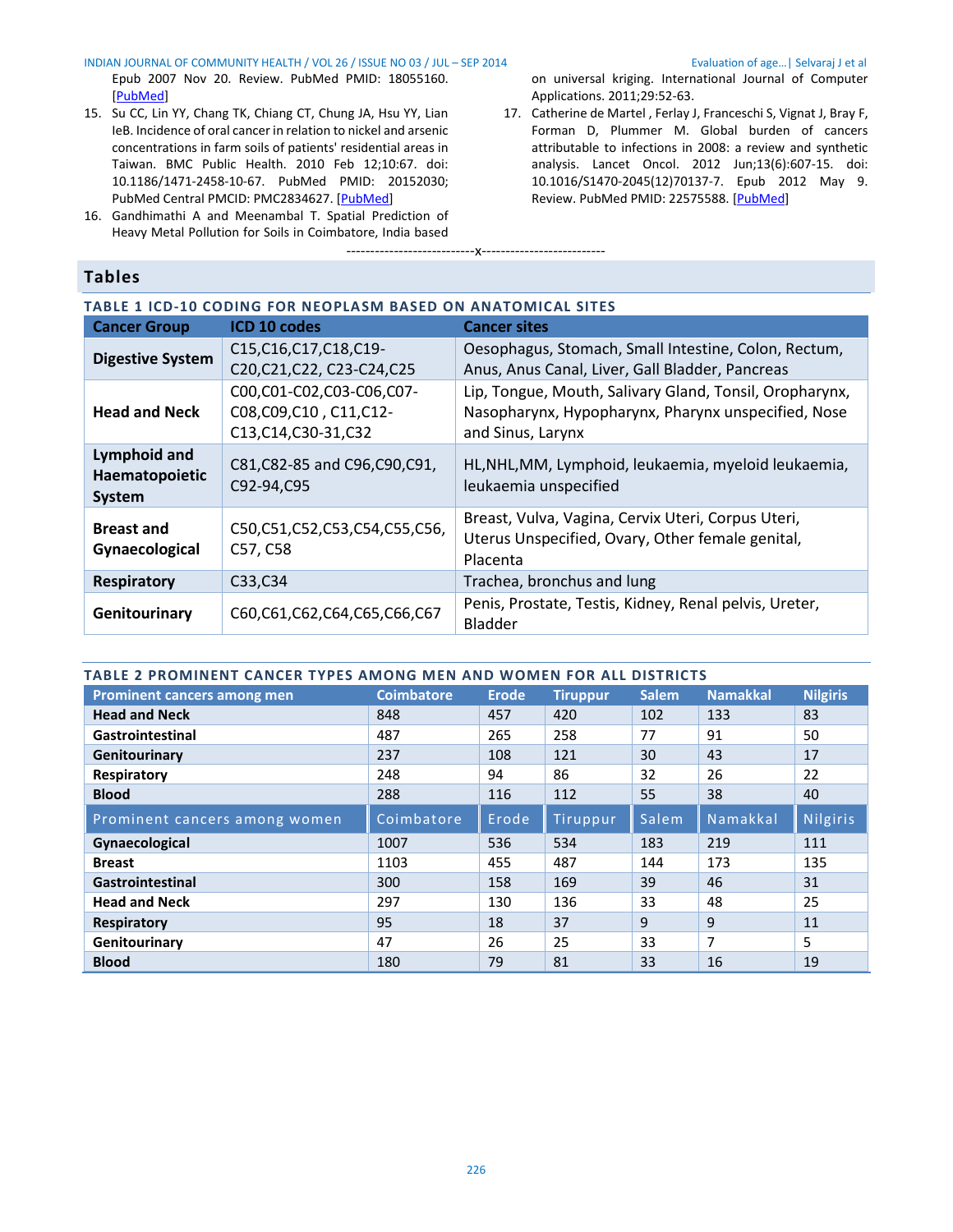Epub 2007 Nov 20. Review. PubMed PMID: 18055160. [PubMed]

15. Su CC, Lin YY, Chang TK, Chiang CT, Chung JA, Hsu YY, Lian IeB. Incidence of oral cancer in relation to nickel and arsenic concentrations in farm soils of patients' residential areas in Taiwan. BMC Public Health. 2010 Feb 12;10:67. doi: 10.1186/1471-2458-10-67. PubMed PMID: 20152030; PubMed Central PMCID: PMC2834627. [PubMed]
16. Gandhimathi A and Meenambal T. Spatial Prediction of Heavy Metal Pollution for Soils in Coimbatore, India based on universal kriging. International Journal of Computer Applications. 2011;29:52-63.
17. Catherine de Martel , Ferlay J, Franceschi S, Vignat J, Bray F, Forman D, Plummer M. Global burden of cancers attributable to infections in 2008: a review and synthetic analysis. Lancet Oncol. 2012 Jun;13(6):607-15. doi: 10.1016/S1470-2045(12)70137-7. Epub 2012 May 9. Review. PubMed PMID: 22575588. [PubMed]

---------------------------x---------------------------

## Tables

### TABLE 1 ICD-10 CODING FOR NEOPLASM BASED ON ANATOMICAL SITES

| Cancer Group | ICD 10 codes | Cancer sites |
|---|---|---|
| **Digestive System** | C15,C16,C17,C18,C19-C20,C21,C22, C23-C24,C25 | Oesophagus, Stomach, Small Intestine, Colon, Rectum, Anus, Anus Canal, Liver, Gall Bladder, Pancreas |
| **Head and Neck** | C00,C01-C02,C03-C06,C07-C08,C09,C10 , C11,C12-C13,C14,C30-31,C32 | Lip, Tongue, Mouth, Salivary Gland, Tonsil, Oropharynx, Nasopharynx, Hypopharynx, Pharynx unspecified, Nose and Sinus, Larynx |
| **Lymphoid and Haematopoietic System** | C81,C82-85 and C96,C90,C91, C92-94,C95 | HL,NHL,MM, Lymphoid, leukaemia, myeloid leukaemia, leukaemia unspecified |
| **Breast and Gynaecological** | C50,C51,C52,C53,C54,C55,C56, C57, C58 | Breast, Vulva, Vagina, Cervix Uteri, Corpus Uteri, Uterus Unspecified, Ovary, Other female genital, Placenta |
| **Respiratory** | C33,C34 | Trachea, bronchus and lung |
| **Genitourinary** | C60,C61,C62,C64,C65,C66,C67 | Penis, Prostate, Testis, Kidney, Renal pelvis, Ureter, Bladder |

### TABLE 2 PROMINENT CANCER TYPES AMONG MEN AND WOMEN FOR ALL DISTRICTS

| Prominent cancers among men | Coimbatore | Erode | Tiruppur | Salem | Namakkal | Nilgiris |
|---|---|---|---|---|---|---|
| **Head and Neck** | 848 | 457 | 420 | 102 | 133 | 83 |
| **Gastrointestinal** | 487 | 265 | 258 | 77 | 91 | 50 |
| **Genitourinary** | 237 | 108 | 121 | 30 | 43 | 17 |
| **Respiratory** | 248 | 94 | 86 | 32 | 26 | 22 |
| **Blood** | 288 | 116 | 112 | 55 | 38 | 40 |
| **Prominent cancers among women** | **Coimbatore** | **Erode** | **Tiruppur** | **Salem** | **Namakkal** | **Nilgiris** |
| **Gynaecological** | 1007 | 536 | 534 | 183 | 219 | 111 |
| **Breast** | 1103 | 455 | 487 | 144 | 173 | 135 |
| **Gastrointestinal** | 300 | 158 | 169 | 39 | 46 | 31 |
| **Head and Neck** | 297 | 130 | 136 | 33 | 48 | 25 |
| **Respiratory** | 95 | 18 | 37 | 9 | 9 | 11 |
| **Genitourinary** | 47 | 26 | 25 | 33 | 7 | 5 |
| **Blood** | 180 | 79 | 81 | 33 | 16 | 19 |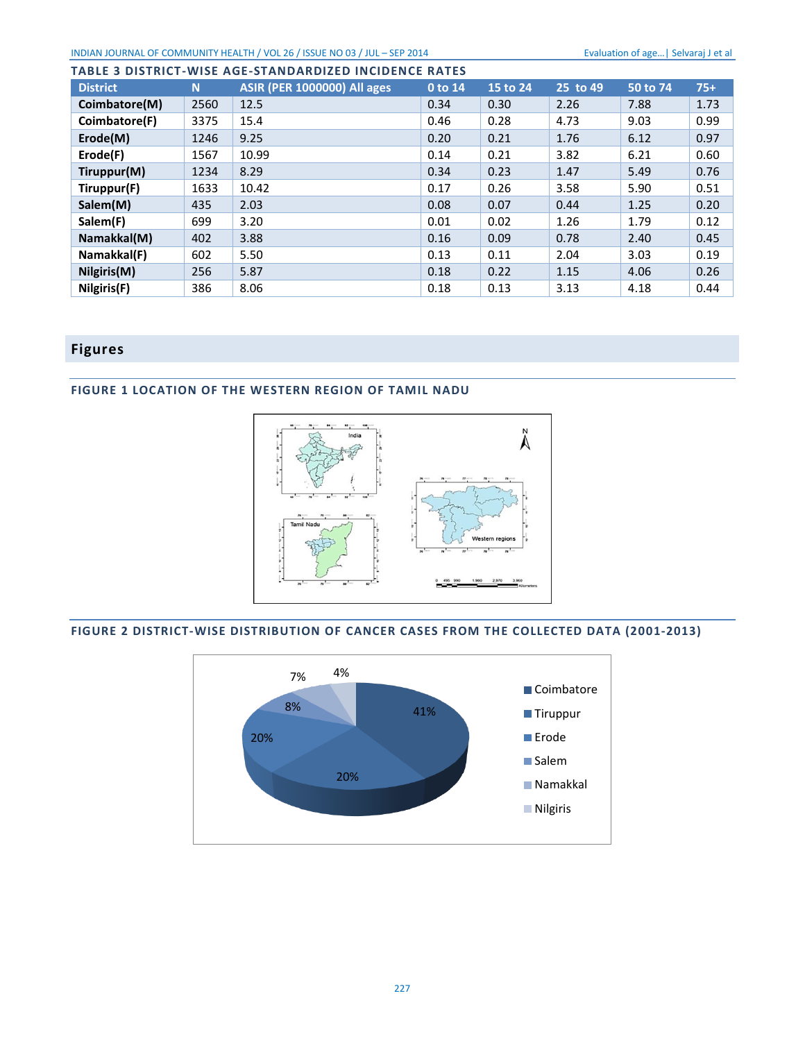**TABLE 3 DISTRICT-WISE AGE-STANDARDIZED INCIDENCE RATES**

| District | N | ASIR (PER 1000000) All ages | 0 to 14 | 15 to 24 | 25 to 49 | 50 to 74 | 75+ |
|---|---|---|---|---|---|---|---|
| **Coimbatore(M)** | 2560 | 12.5 | 0.34 | 0.30 | 2.26 | 7.88 | 1.73 |
| **Coimbatore(F)** | 3375 | 15.4 | 0.46 | 0.28 | 4.73 | 9.03 | 0.99 |
| **Erode(M)** | 1246 | 9.25 | 0.20 | 0.21 | 1.76 | 6.12 | 0.97 |
| **Erode(F)** | 1567 | 10.99 | 0.14 | 0.21 | 3.82 | 6.21 | 0.60 |
| **Tiruppur(M)** | 1234 | 8.29 | 0.34 | 0.23 | 1.47 | 5.49 | 0.76 |
| **Tiruppur(F)** | 1633 | 10.42 | 0.17 | 0.26 | 3.58 | 5.90 | 0.51 |
| **Salem(M)** | 435 | 2.03 | 0.08 | 0.07 | 0.44 | 1.25 | 0.20 |
| **Salem(F)** | 699 | 3.20 | 0.01 | 0.02 | 1.26 | 1.79 | 0.12 |
| **Namakkal(M)** | 402 | 3.88 | 0.16 | 0.09 | 0.78 | 2.40 | 0.45 |
| **Namakkal(F)** | 602 | 5.50 | 0.13 | 0.11 | 2.04 | 3.03 | 0.19 |
| **Nilgiris(M)** | 256 | 5.87 | 0.18 | 0.22 | 1.15 | 4.06 | 0.26 |
| **Nilgiris(F)** | 386 | 8.06 | 0.18 | 0.13 | 3.13 | 4.18 | 0.44 |

## Figures

**FIGURE 1 LOCATION OF THE WESTERN REGION OF TAMIL NADU**

**FIGURE 2 DISTRICT-WISE DISTRIBUTION OF CANCER CASES FROM THE COLLECTED DATA (2001-2013)**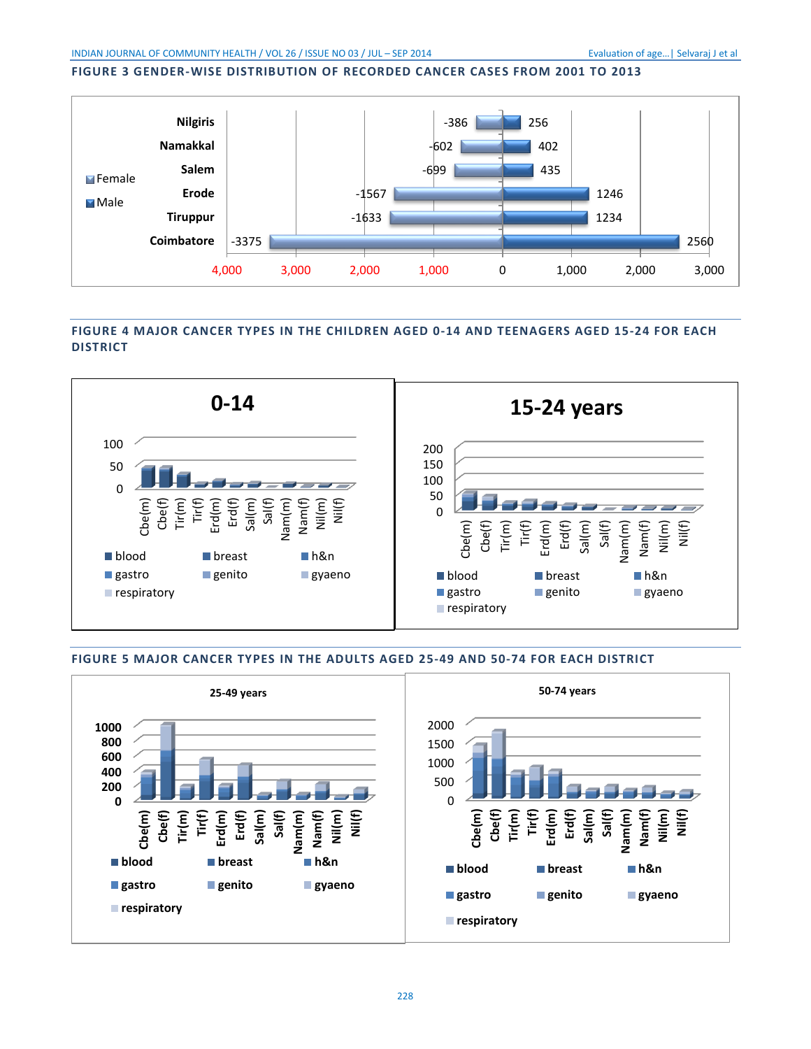**FIGURE 3 GENDER-WISE DISTRIBUTION OF RECORDED CANCER CASES FROM 2001 TO 2013**

| District | Female | Male |
|---|---|---|
| Nilgiris | -386 | 256 |
| Namakkal | -602 | 402 |
| Salem | -699 | 435 |
| Erode | -1567 | 1246 |
| Tiruppur | -1633 | 1234 |
| Coimbatore | -3375 | 2560 |

**FIGURE 4 MAJOR CANCER TYPES IN THE CHILDREN AGED 0-14 AND TEENAGERS AGED 15-24 FOR EACH DISTRICT**

**FIGURE 5 MAJOR CANCER TYPES IN THE ADULTS AGED 25-49 AND 50-74 FOR EACH DISTRICT**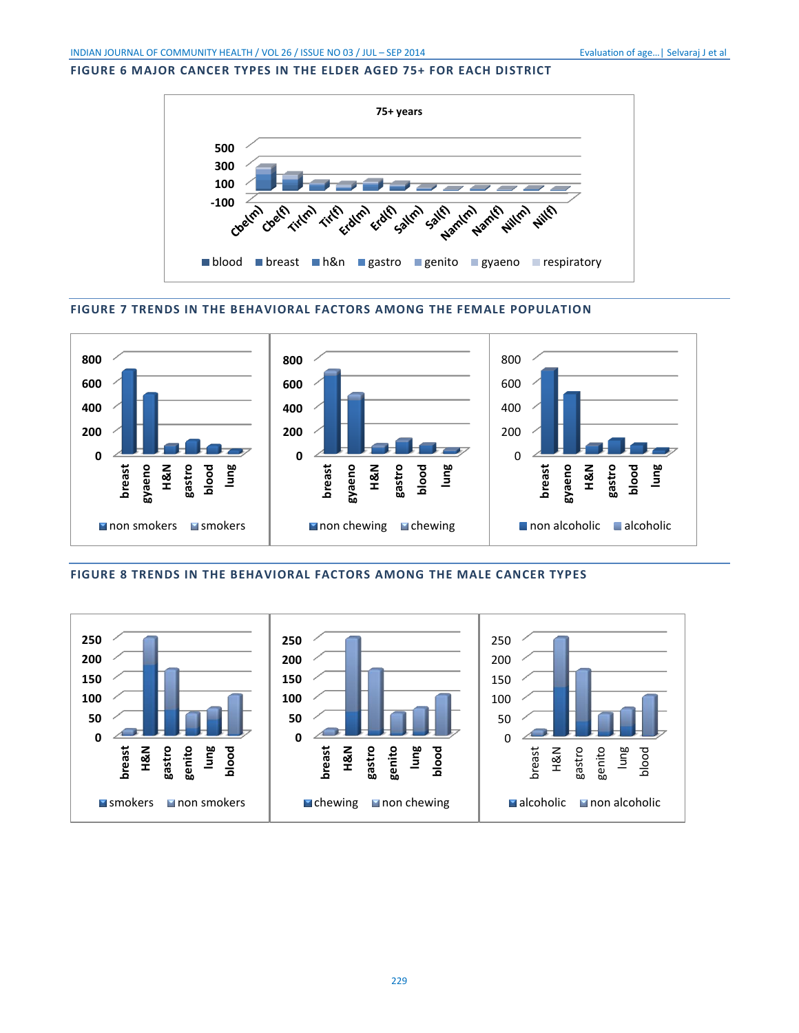### FIGURE 6 MAJOR CANCER TYPES IN THE ELDER AGED 75+ FOR EACH DISTRICT

75+ years

500
300
100
-100

Cbe(m) Cbe(f) Tir(m) Tir(f) Erd(m) Erd(f) Sal(m) Sal(f) Nam(m) Nam(f) Nil(m) Nil(f)

blood breast h&n gastro genito gyaeno respiratory

### FIGURE 7 TRENDS IN THE BEHAVIORAL FACTORS AMONG THE FEMALE POPULATION

800
600
400
200
0

breast gyaeno H&N gastro blood lung

non smokers smokers

800
600
400
200
0

breast gyaeno H&N gastro blood lung

non chewing chewing

800
600
400
200
0

breast gyaeno H&N gastro blood lung

non alcoholic alcoholic

### FIGURE 8 TRENDS IN THE BEHAVIORAL FACTORS AMONG THE MALE CANCER TYPES

250
200
150
100
50
0

breast H&N gastro genito lung blood

smokers non smokers

250
200
150
100
50
0

breast H&N gastro genito lung blood

chewing non chewing

250
200
150
100
50
0

breast H&N gastro genito lung blood

alcoholic non alcoholic